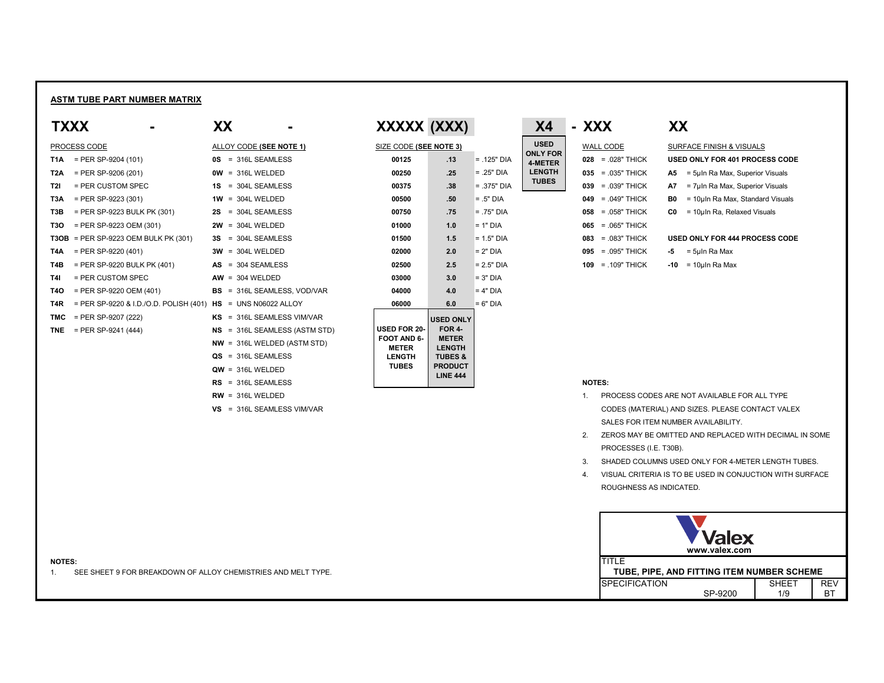## ASTM TUBE PART NUMBER MATRIX

**TXXX - XX - XXXXX (XXX) X4 - XXX XX**

### PROCESS CODE

| Code | Description |
|---|---|
| **T1A** | = PER SP-9204 (101) |
| **T2A** | = PER SP-9206 (201) |
| **T2I** | = PER CUSTOM SPEC |
| **T3A** | = PER SP-9223 (301) |
| **T3B** | = PER SP-9223 BULK PK (301) |
| **T3O** | = PER SP-9223 OEM (301) |
| **T3OB** | = PER SP-9223 OEM BULK PK (301) |
| **T4A** | = PER SP-9220 (401) |
| **T4B** | = PER SP-9220 BULK PK (401) |
| **T4I** | = PER CUSTOM SPEC |
| **T4O** | = PER SP-9220 OEM (401) |
| **T4R** | = PER SP-9220 & I.D./O.D. POLISH (401) |
| **TMC** | = PER SP-9207 (222) |
| **TNE** | = PER SP-9241 (444) |

### ALLOY CODE (SEE NOTE 1)

| Code | Description |
|---|---|
| **0S** | = 316L SEAMLESS |
| **0W** | = 316L WELDED |
| **1S** | = 304L SEAMLESS |
| **1W** | = 304L WELDED |
| **2S** | = 304L SEAMLESS |
| **2W** | = 304L WELDED |
| **3S** | = 304L SEAMLESS |
| **3W** | = 304L WELDED |
| **AS** | = 304 SEAMLESS |
| **AW** | = 304 WELDED |
| **BS** | = 316L SEAMLESS, VOD/VAR |
| **HS** | = UNS N06022 ALLOY |
| **KS** | = 316L SEAMLESS VIM/VAR |
| **NS** | = 316L SEAMLESS (ASTM STD) |
| **NW** | = 316L WELDED (ASTM STD) |
| **QS** | = 316L SEAMLESS |
| **QW** | = 316L WELDED |
| **RS** | = 316L SEAMLESS |
| **RW** | = 316L WELDED |
| **VS** | = 316L SEAMLESS VIM/VAR |

### SIZE CODE (SEE NOTE 3)

| XXXXX | (XXX) | |
|---|---|---|
| 00125 | .13 | = .125" DIA |
| 00250 | .25 | = .25" DIA |
| 00375 | .38 | = .375" DIA |
| 00500 | .50 | = .5" DIA |
| 00750 | .75 | = .75" DIA |
| 01000 | 1.0 | = 1" DIA |
| 01500 | 1.5 | = 1.5" DIA |
| 02000 | 2.0 | = 2" DIA |
| 02500 | 2.5 | = 2.5" DIA |
| 03000 | 3.0 | = 3" DIA |
| 04000 | 4.0 | = 4" DIA |
| 06000 | 6.0 | = 6" DIA |
| **USED FOR 20-FOOT AND 6-METER LENGTH TUBES** | **USED ONLY FOR 4-METER LENGTH TUBES & PRODUCT LINE 444** | |

### X4

**USED ONLY FOR 4-METER LENGTH TUBES**

### WALL CODE

| Code | Description |
|---|---|
| **028** | = .028" THICK |
| **035** | = .035" THICK |
| **039** | = .039" THICK |
| **049** | = .049" THICK |
| **058** | = .058" THICK |
| **065** | = .065" THICK |
| **083** | = .083" THICK |
| **095** | = .095" THICK |
| **109** | = .109" THICK |

### SURFACE FINISH & VISUALS

**USED ONLY FOR 401 PROCESS CODE**

| Code | Description |
|---|---|
| **A5** | = 5μIn Ra Max, Superior Visuals |
| **A7** | = 7μIn Ra Max, Superior Visuals |
| **B0** | = 10μIn Ra Max, Standard Visuals |
| **C0** | = 10μIn Ra, Relaxed Visuals |

**USED ONLY FOR 444 PROCESS CODE**

| Code | Description |
|---|---|
| **-5** | = 5μIn Ra Max |
| **-10** | = 10μIn Ra Max |

**NOTES:**

1. PROCESS CODES ARE NOT AVAILABLE FOR ALL TYPE CODES (MATERIAL) AND SIZES. PLEASE CONTACT VALEX SALES FOR ITEM NUMBER AVAILABILITY.
2. ZEROS MAY BE OMITTED AND REPLACED WITH DECIMAL IN SOME PROCESSES (I.E. T30B).
3. SHADED COLUMNS USED ONLY FOR 4-METER LENGTH TUBES.
4. VISUAL CRITERIA IS TO BE USED IN CONJUCTION WITH SURFACE ROUGHNESS AS INDICATED.

**NOTES:**

1. SEE SHEET 9 FOR BREAKDOWN OF ALLOY CHEMISTRIES AND MELT TYPE.

**Valex** www.valex.com

| TITLE | | |
|---|---|---|
| **TUBE, PIPE, AND FITTING ITEM NUMBER SCHEME** | | |
| SPECIFICATION | SHEET | REV |
| SP-9200 | 1/9 | BT |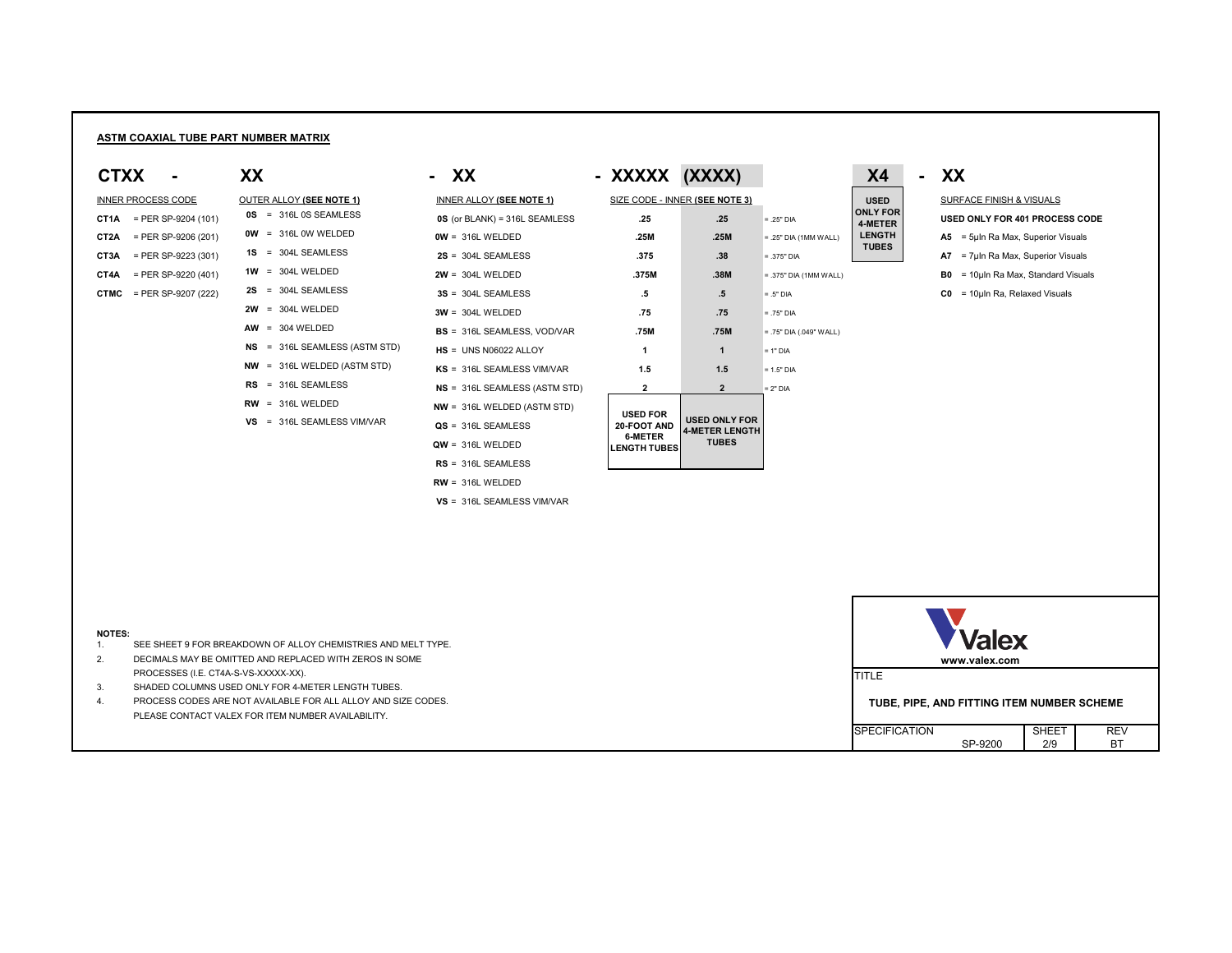## ASTM COAXIAL TUBE PART NUMBER MATRIX

**CTXX - XX - XX - XXXXX (XXXX) X4 - XX**

### INNER PROCESS CODE

| Code | Description |
|---|---|
| **CT1A** | = PER SP-9204 (101) |
| **CT2A** | = PER SP-9206 (201) |
| **CT3A** | = PER SP-9223 (301) |
| **CT4A** | = PER SP-9220 (401) |
| **CTMC** | = PER SP-9207 (222) |

### OUTER ALLOY (SEE NOTE 1)

| Code | Description |
|---|---|
| **0S** | = 316L 0S SEAMLESS |
| **0W** | = 316L 0W WELDED |
| **1S** | = 304L SEAMLESS |
| **1W** | = 304L WELDED |
| **2S** | = 304L SEAMLESS |
| **2W** | = 304L WELDED |
| **AW** | = 304 WELDED |
| **NS** | = 316L SEAMLESS (ASTM STD) |
| **NW** | = 316L WELDED (ASTM STD) |
| **RS** | = 316L SEAMLESS |
| **RW** | = 316L WELDED |
| **VS** | = 316L SEAMLESS VIM/VAR |

### INNER ALLOY (SEE NOTE 1)

| Code | Description |
|---|---|
| **0S** (or BLANK) | = 316L SEAMLESS |
| **0W** | = 316L WELDED |
| **2S** | = 304L SEAMLESS |
| **2W** | = 304L WELDED |
| **3S** | = 304L SEAMLESS |
| **3W** | = 304L WELDED |
| **BS** | = 316L SEAMLESS, VOD/VAR |
| **HS** | = UNS N06022 ALLOY |
| **KS** | = 316L SEAMLESS VIM/VAR |
| **NS** | = 316L SEAMLESS (ASTM STD) |
| **NW** | = 316L WELDED (ASTM STD) |
| **QS** | = 316L SEAMLESS |
| **QW** | = 316L WELDED |
| **RS** | = 316L SEAMLESS |
| **RW** | = 316L WELDED |
| **VS** | = 316L SEAMLESS VIM/VAR |

### SIZE CODE - INNER (SEE NOTE 3)

| XXXXX | (XXXX) | Description |
|---|---|---|
| .25 | .25 | = .25" DIA |
| .25M | .25M | = .25" DIA (1MM WALL) |
| .375 | .38 | = .375" DIA |
| .375M | .38M | = .375" DIA (1MM WALL) |
| .5 | .5 | = .5" DIA |
| .75 | .75 | = .75" DIA |
| .75M | .75M | = .75" DIA (.049" WALL) |
| 1 | 1 | = 1" DIA |
| 1.5 | 1.5 | = 1.5" DIA |
| 2 | 2 | = 2" DIA |
| USED FOR 20-FOOT AND 6-METER LENGTH TUBES | USED ONLY FOR 4-METER LENGTH TUBES | |

### X4

USED ONLY FOR 4-METER LENGTH TUBES

### SURFACE FINISH & VISUALS

**USED ONLY FOR 401 PROCESS CODE**

| Code | Description |
|---|---|
| **A5** | = 5μIn Ra Max, Superior Visuals |
| **A7** | = 7μIn Ra Max, Superior Visuals |
| **B0** | = 10μIn Ra Max, Standard Visuals |
| **C0** | = 10μIn Ra, Relaxed Visuals |

**NOTES:**

1. SEE SHEET 9 FOR BREAKDOWN OF ALLOY CHEMISTRIES AND MELT TYPE.
2. DECIMALS MAY BE OMITTED AND REPLACED WITH ZEROS IN SOME PROCESSES (I.E. CT4A-S-VS-XXXXX-XX).
3. SHADED COLUMNS USED ONLY FOR 4-METER LENGTH TUBES.
4. PROCESS CODES ARE NOT AVAILABLE FOR ALL ALLOY AND SIZE CODES. PLEASE CONTACT VALEX FOR ITEM NUMBER AVAILABILITY.

Valex
www.valex.com

TITLE: **TUBE, PIPE, AND FITTING ITEM NUMBER SCHEME**

| SPECIFICATION | SHEET | REV |
|---|---|---|
| SP-9200 | 2/9 | BT |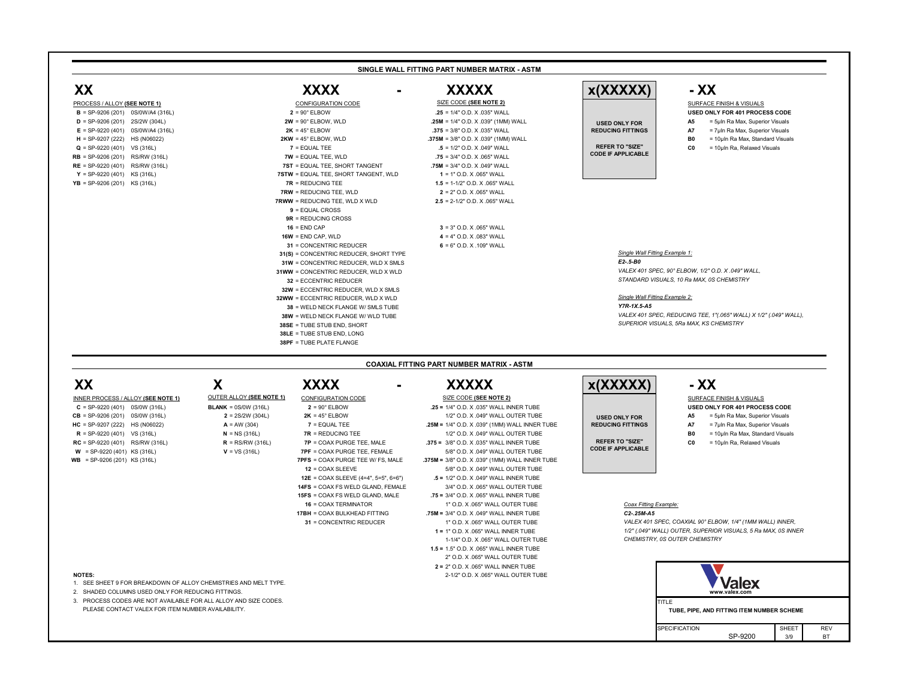## SINGLE WALL FITTING PART NUMBER MATRIX - ASTM

**XX** **XXXX** **-** **XXXXX** **x(XXXXX)** **- XX**

### PROCESS / ALLOY (SEE NOTE 1)

- **B** = SP-9206 (201) 0S/0W/A4 (316L)
- **D** = SP-9206 (201) 2S/2W (304L)
- **E** = SP-9220 (401) 0S/0W/A4 (316L)
- **H** = SP-9207 (222) HS (N06022)
- **Q** = SP-9220 (401) VS (316L)
- **RB** = SP-9206 (201) RS/RW (316L)
- **RE** = SP-9220 (401) RS/RW (316L)
- **Y** = SP-9220 (401) KS (316L)
- **YB** = SP-9206 (201) KS (316L)

### CONFIGURATION CODE

- **2** = 90° ELBOW
- **2W** = 90° ELBOW, WLD
- **2K** = 45° ELBOW
- **2KW** = 45° ELBOW, WLD
- **7** = EQUAL TEE
- **7W** = EQUAL TEE, WLD
- **7ST** = EQUAL TEE, SHORT TANGENT
- **7STW** = EQUAL TEE, SHORT TANGENT, WLD
- **7R** = REDUCING TEE
- **7RW** = REDUCING TEE, WLD
- **7RWW** = REDUCING TEE, WLD X WLD
- **9** = EQUAL CROSS
- **9R** = REDUCING CROSS
- **16** = END CAP
- **16W** = END CAP, WLD
- **31** = CONCENTRIC REDUCER
- **31(S)** = CONCENTRIC REDUCER, SHORT TYPE
- **31W** = CONCENTRIC REDUCER, WLD X SMLS
- **31WW** = CONCENTRIC REDUCER, WLD X WLD
- **32** = ECCENTRIC REDUCER
- **32W** = ECCENTRIC REDUCER, WLD X SMLS
- **32WW** = ECCENTRIC REDUCER, WLD X WLD
- **38** = WELD NECK FLANGE W/ SMLS TUBE
- **38W** = WELD NECK FLANGE W/ WLD TUBE
- **38SE** = TUBE STUB END, SHORT
- **38LE** = TUBE STUB END, LONG
- **38PF** = TUBE PLATE FLANGE

### SIZE CODE (SEE NOTE 2)

- **.25** = 1/4" O.D. X .035" WALL
- **.25M** = 1/4" O.D. X .039" (1MM) WALL
- **.375** = 3/8" O.D. X .035" WALL
- **.375M** = 3/8" O.D. X .039" (1MM) WALL
- **.5** = 1/2" O.D. X .049" WALL
- **.75** = 3/4" O.D. X .065" WALL
- **.75M** = 3/4" O.D. X .049" WALL
- **1** = 1" O.D. X .065" WALL
- **1.5** = 1-1/2" O.D. X .065" WALL
- **2** = 2" O.D. X .065" WALL
- **2.5** = 2-1/2" O.D. X .065" WALL
- **3** = 3" O.D. X .065" WALL
- **4** = 4" O.D. X .083" WALL
- **6** = 6" O.D. X .109" WALL

### x(XXXXX)

**USED ONLY FOR REDUCING FITTINGS**

**REFER TO "SIZE" CODE IF APPLICABLE**

### SURFACE FINISH & VISUALS

**USED ONLY FOR 401 PROCESS CODE**

- **A5** = 5µIn Ra Max, Superior Visuals
- **A7** = 7µIn Ra Max, Superior Visuals
- **B0** = 10µIn Ra Max, Standard Visuals
- **C0** = 10µIn Ra, Relaxed Visuals

*Single Wall Fitting Example 1:*

***E2-.5-B0***

*VALEX 401 SPEC, 90° ELBOW, 1/2" O.D. X .049" WALL, STANDARD VISUALS, 10 Ra MAX, 0S CHEMISTRY*

*Single Wall Fitting Example 2:*

***Y7R-1X.5-A5***

*VALEX 401 SPEC, REDUCING TEE, 1"(.065" WALL) X 1/2" (.049" WALL), SUPERIOR VISUALS, 5Ra MAX, KS CHEMISTRY*

## COAXIAL FITTING PART NUMBER MATRIX - ASTM

**XX** **X** **XXXX** **-** **XXXXX** **x(XXXXX)** **- XX**

### INNER PROCESS / ALLOY (SEE NOTE 1)

- **C** = SP-9220 (401) 0S/0W (316L)
- **CB** = SP-9206 (201) 0S/0W (316L)
- **HC** = SP-9207 (222) HS (N06022)
- **R** = SP-9220 (401) VS (316L)
- **RC** = SP-9220 (401) RS/RW (316L)
- **W** = SP-9220 (401) KS (316L)
- **WB** = SP-9206 (201) KS (316L)

### OUTER ALLOY (SEE NOTE 1)

- **BLANK** = 0S/0W (316L)
- **2** = 2S/2W (304L)
- **A** = AW (304)
- **N** = NS (316L)
- **R** = RS/RW (316L)
- **V** = VS (316L)

### CONFIGURATION CODE

- **2** = 90° ELBOW
- **2K** = 45° ELBOW
- **7** = EQUAL TEE
- **7R** = REDUCING TEE
- **7P** = COAX PURGE TEE, MALE
- **7PF** = COAX PURGE TEE, FEMALE
- **7PFS** = COAX PURGE TEE W/ FS, MALE
- **12** = COAX SLEEVE
- **12E** = COAX SLEEVE (4=4", 5=5", 6=6")
- **14FS** = COAX FS WELD GLAND, FEMALE
- **15FS** = COAX FS WELD GLAND, MALE
- **16** = COAX TERMINATOR
- **17BH** = COAX BULKHEAD FITTING
- **31** = CONCENTRIC REDUCER

### SIZE CODE (SEE NOTE 2)

- **.25** = 1/4" O.D. X .035" WALL INNER TUBE, 1/2" O.D. X .049" WALL OUTER TUBE
- **.25M** = 1/4" O.D. X .039" (1MM) WALL INNER TUBE, 1/2" O.D. X .049" WALL OUTER TUBE
- **.375** = 3/8" O.D. X .035" WALL INNER TUBE, 5/8" O.D. X .049" WALL OUTER TUBE
- **.375M** = 3/8" O.D. X .039" (1MM) WALL INNER TUBE, 5/8" O.D. X .049" WALL OUTER TUBE
- **.5** = 1/2" O.D. X .049" WALL INNER TUBE, 3/4" O.D. X .065" WALL OUTER TUBE
- **.75** = 3/4" O.D. X .065" WALL INNER TUBE, 1" O.D. X .065" WALL OUTER TUBE
- **.75M** = 3/4" O.D. X .049" WALL INNER TUBE, 1" O.D. X .065" WALL OUTER TUBE
- **1** = 1" O.D. X .065" WALL INNER TUBE, 1-1/4" O.D. X .065" WALL OUTER TUBE
- **1.5** = 1.5" O.D. X .065" WALL INNER TUBE, 2" O.D. X .065" WALL OUTER TUBE
- **2** = 2" O.D. X .065" WALL INNER TUBE, 2-1/2" O.D. X .065" WALL OUTER TUBE

### x(XXXXX)

**USED ONLY FOR REDUCING FITTINGS**

**REFER TO "SIZE" CODE IF APPLICABLE**

### SURFACE FINISH & VISUALS

**USED ONLY FOR 401 PROCESS CODE**

- **A5** = 5µIn Ra Max, Superior Visuals
- **A7** = 7µIn Ra Max, Superior Visuals
- **B0** = 10µIn Ra Max, Standard Visuals
- **C0** = 10µIn Ra, Relaxed Visuals

*Coax Fitting Example:*

***C2-.25M-A5***

*VALEX 401 SPEC, COAXIAL 90° ELBOW, 1/4" (1MM WALL) INNER, 1/2" (.049" WALL) OUTER, SUPERIOR VISUALS, 5 Ra MAX, 0S INNER CHEMISTRY, 0S OUTER CHEMISTRY*

**NOTES:**

1. SEE SHEET 9 FOR BREAKDOWN OF ALLOY CHEMISTRIES AND MELT TYPE.
2. SHADED COLUMNS USED ONLY FOR REDUCING FITTINGS.
3. PROCESS CODES ARE NOT AVAILABLE FOR ALL ALLOY AND SIZE CODES. PLEASE CONTACT VALEX FOR ITEM NUMBER AVAILABILITY.

Valex
www.valex.com

TITLE: **TUBE, PIPE, AND FITTING ITEM NUMBER SCHEME**

| SPECIFICATION | SHEET | REV |
|---|---|---|
| SP-9200 | 3/9 | BT |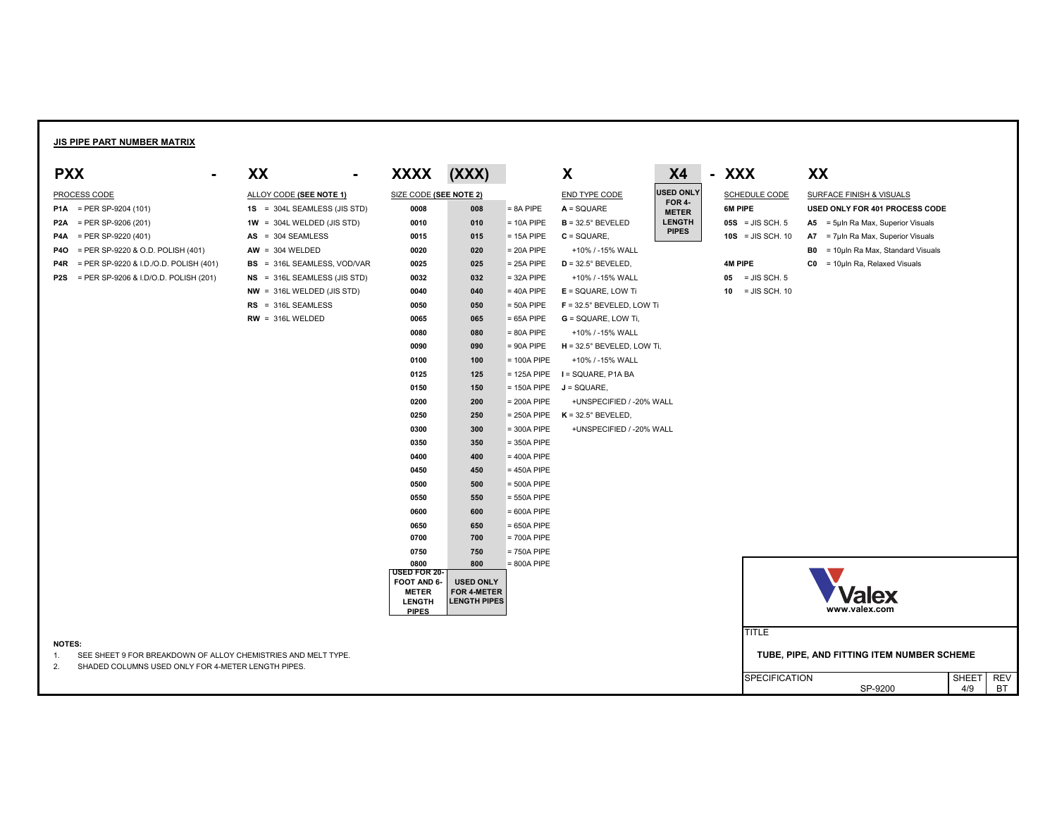## JIS PIPE PART NUMBER MATRIX

**PXX - XX - XXXX (XXX) X X4 - XXX XX**

### PROCESS CODE

- **P1A** = PER SP-9204 (101)
- **P2A** = PER SP-9206 (201)
- **P4A** = PER SP-9220 (401)
- **P4O** = PER SP-9220 & O.D. POLISH (401)
- **P4R** = PER SP-9220 & I.D./O.D. POLISH (401)
- **P2S** = PER SP-9206 & I.D/O.D. POLISH (201)

### ALLOY CODE (SEE NOTE 1)

- **1S** = 304L SEAMLESS (JIS STD)
- **1W** = 304L WELDED (JIS STD)
- **AS** = 304 SEAMLESS
- **AW** = 304 WELDED
- **BS** = 316L SEAMLESS, VOD/VAR
- **NS** = 316L SEAMLESS (JIS STD)
- **NW** = 316L WELDED (JIS STD)
- **RS** = 316L SEAMLESS
- **RW** = 316L WELDED

### SIZE CODE (SEE NOTE 2)

| XXXX (USED FOR 20-FOOT AND 6-METER LENGTH PIPES) | (XXX) (USED ONLY FOR 4-METER LENGTH PIPES) | |
|---|---|---|
| 0008 | 008 | = 8A PIPE |
| 0010 | 010 | = 10A PIPE |
| 0015 | 015 | = 15A PIPE |
| 0020 | 020 | = 20A PIPE |
| 0025 | 025 | = 25A PIPE |
| 0032 | 032 | = 32A PIPE |
| 0040 | 040 | = 40A PIPE |
| 0050 | 050 | = 50A PIPE |
| 0065 | 065 | = 65A PIPE |
| 0080 | 080 | = 80A PIPE |
| 0090 | 090 | = 90A PIPE |
| 0100 | 100 | = 100A PIPE |
| 0125 | 125 | = 125A PIPE |
| 0150 | 150 | = 150A PIPE |
| 0200 | 200 | = 200A PIPE |
| 0250 | 250 | = 250A PIPE |
| 0300 | 300 | = 300A PIPE |
| 0350 | 350 | = 350A PIPE |
| 0400 | 400 | = 400A PIPE |
| 0450 | 450 | = 450A PIPE |
| 0500 | 500 | = 500A PIPE |
| 0550 | 550 | = 550A PIPE |
| 0600 | 600 | = 600A PIPE |
| 0650 | 650 | = 650A PIPE |
| 0700 | 700 | = 700A PIPE |
| 0750 | 750 | = 750A PIPE |
| 0800 | 800 | = 800A PIPE |

### END TYPE CODE

- **A** = SQUARE
- **B** = 32.5° BEVELED
- **C** = SQUARE, +10% / -15% WALL
- **D** = 32.5° BEVELED, +10% / -15% WALL
- **E** = SQUARE, LOW Ti
- **F** = 32.5° BEVELED, LOW Ti
- **G** = SQUARE, LOW Ti, +10% / -15% WALL
- **H** = 32.5° BEVELED, LOW Ti, +10% / -15% WALL
- **I** = SQUARE, P1A BA
- **J** = SQUARE, +UNSPECIFIED / -20% WALL
- **K** = 32.5° BEVELED, +UNSPECIFIED / -20% WALL

**X4**: USED ONLY FOR 4-METER LENGTH PIPES

### SCHEDULE CODE

**6M PIPE**

- **05S** = JIS SCH. 5
- **10S** = JIS SCH. 10

**4M PIPE**

- **05** = JIS SCH. 5
- **10** = JIS SCH. 10

### SURFACE FINISH & VISUALS

**USED ONLY FOR 401 PROCESS CODE**

- **A5** = 5μIn Ra Max, Superior Visuals
- **A7** = 7μIn Ra Max, Superior Visuals
- **B0** = 10μIn Ra Max, Standard Visuals
- **C0** = 10μIn Ra, Relaxed Visuals

**NOTES:**

1. SEE SHEET 9 FOR BREAKDOWN OF ALLOY CHEMISTRIES AND MELT TYPE.
2. SHADED COLUMNS USED ONLY FOR 4-METER LENGTH PIPES.

Valex
www.valex.com

| TITLE | | |
|---|---|---|
| TUBE, PIPE, AND FITTING ITEM NUMBER SCHEME | | |
| SPECIFICATION: SP-9200 | SHEET: 4/9 | REV: BT |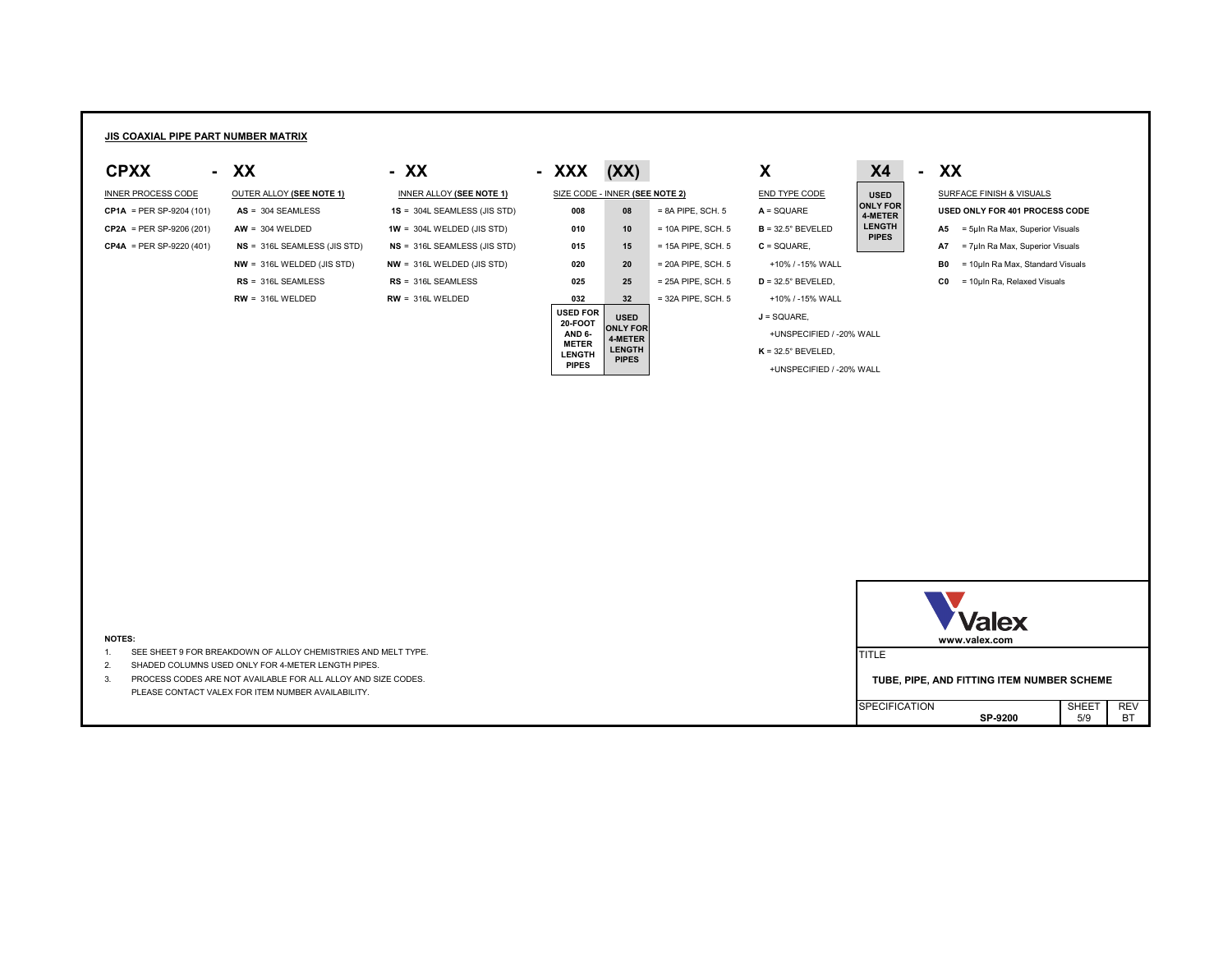## JIS COAXIAL PIPE PART NUMBER MATRIX

**CPXX - XX - XX - XXX (XX) X X4 - XX**

**INNER PROCESS CODE**

- **CP1A** = PER SP-9204 (101)
- **CP2A** = PER SP-9206 (201)
- **CP4A** = PER SP-9220 (401)

**OUTER ALLOY (SEE NOTE 1)**

- **AS** = 304 SEAMLESS
- **AW** = 304 WELDED
- **NS** = 316L SEAMLESS (JIS STD)
- **NW** = 316L WELDED (JIS STD)
- **RS** = 316L SEAMLESS
- **RW** = 316L WELDED

**INNER ALLOY (SEE NOTE 1)**

- **1S** = 304L SEAMLESS (JIS STD)
- **1W** = 304L WELDED (JIS STD)
- **NS** = 316L SEAMLESS (JIS STD)
- **NW** = 316L WELDED (JIS STD)
- **RS** = 316L SEAMLESS
- **RW** = 316L WELDED

**SIZE CODE - INNER (SEE NOTE 2)**

| XXX | (XX) | |
|---|---|---|
| 008 | 08 | = 8A PIPE, SCH. 5 |
| 010 | 10 | = 10A PIPE, SCH. 5 |
| 015 | 15 | = 15A PIPE, SCH. 5 |
| 020 | 20 | = 20A PIPE, SCH. 5 |
| 025 | 25 | = 25A PIPE, SCH. 5 |
| 032 | 32 | = 32A PIPE, SCH. 5 |
| USED FOR 20-FOOT AND 6-METER LENGTH PIPES | USED ONLY FOR 4-METER LENGTH PIPES | |

**END TYPE CODE**

- **A** = SQUARE
- **B** = 32.5° BEVELED
- **C** = SQUARE, +10% / -15% WALL
- **D** = 32.5° BEVELED, +10% / -15% WALL
- **J** = SQUARE, +UNSPECIFIED / -20% WALL
- **K** = 32.5° BEVELED, +UNSPECIFIED / -20% WALL

**X4**: USED ONLY FOR 4-METER LENGTH PIPES

**SURFACE FINISH & VISUALS**

**USED ONLY FOR 401 PROCESS CODE**

- **A5** = 5μIn Ra Max, Superior Visuals
- **A7** = 7μIn Ra Max, Superior Visuals
- **B0** = 10μIn Ra Max, Standard Visuals
- **C0** = 10μIn Ra, Relaxed Visuals

**NOTES:**

1. SEE SHEET 9 FOR BREAKDOWN OF ALLOY CHEMISTRIES AND MELT TYPE.
2. SHADED COLUMNS USED ONLY FOR 4-METER LENGTH PIPES.
3. PROCESS CODES ARE NOT AVAILABLE FOR ALL ALLOY AND SIZE CODES. PLEASE CONTACT VALEX FOR ITEM NUMBER AVAILABILITY.

Valex
www.valex.com

TITLE: TUBE, PIPE, AND FITTING ITEM NUMBER SCHEME

| SPECIFICATION | SHEET | REV |
|---|---|---|
| SP-9200 | 5/9 | BT |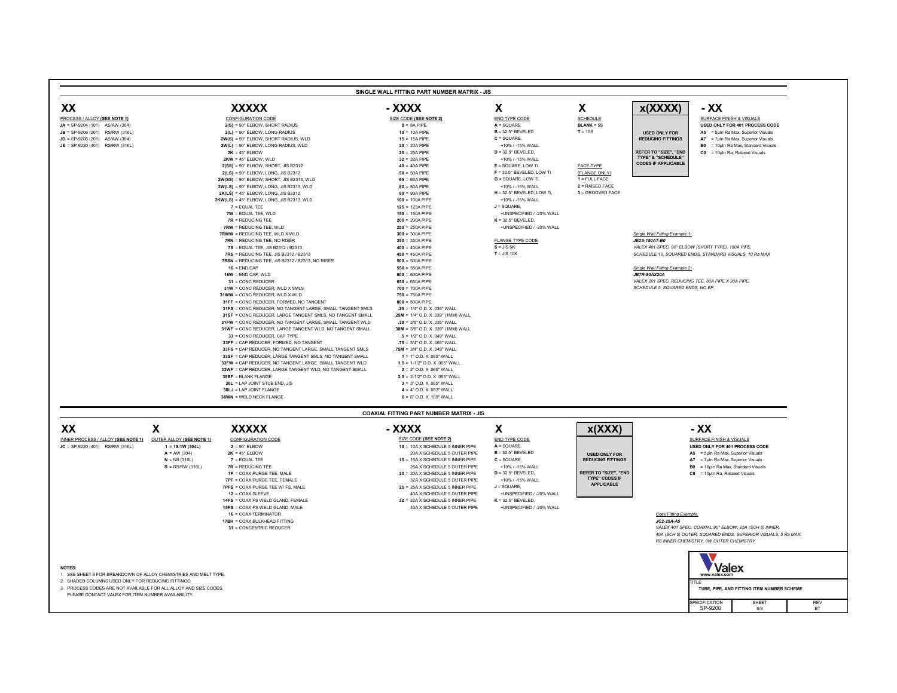## SINGLE WALL FITTING PART NUMBER MATRIX - JIS

**XX XXXXX - XXXX X X x(XXXX) - XX**

### XX — PROCESS / ALLOY (SEE NOTE 1)

- **JA** = SP-9204 (101) AS/AW (304)
- **JB** = SP-9206 (201) RS/RW (316L)
- **JD** = SP-9206 (201) AS/AW (304)
- **JE** = SP-9220 (401) RS/RW (316L)

### XXXXX — CONFIGURATION CODE

- **2(S)** = 90° ELBOW, SHORT RADIUS
- **2(L)** = 90° ELBOW, LONG RADIUS
- **2W(S)** = 90° ELBOW, SHORT RADIUS, WLD
- **2W(L)** = 90° ELBOW, LONG RADIUS, WLD
- **2K** = 45° ELBOW
- **2KW** = 45° ELBOW, WLD
- **2(SS)** = 90° ELBOW, SHORT, JIS B2312
- **2(LS)** = 90° ELBOW, LONG, JIS B2312
- **2W(SS)** = 90° ELBOW, SHORT, JIS B2313, WLD
- **2W(LS)** = 90° ELBOW, LONG, JIS B2313, WLD
- **2K(LS)** = 45° ELBOW, LONG, JIS B2312
- **2KW(LS)** = 45° ELBOW, LONG, JIS B2313, WLD
- **7** = EQUAL TEE
- **7W** = EQUAL TEE, WLD
- **7R** = REDUCING TEE
- **7RW** = REDUCING TEE, WLD
- **7RWW** = REDUCING TEE, WLD X WLD
- **7RN** = REDUCING TEE, NO RISER
- **7S** = EQUAL TEE, JIS B2312 / B2313
- **7RS** = REDUCING TEE, JIS B2312 / B2313
- **7RSN** = REDUCING TEE, JIS B2312 / B2313, NO RISER
- **16** = END CAP
- **16W** = END CAP, WLD
- **31** = CONC REDUCER
- **31W** = CONC REDUCER, WLD X SMLS
- **31WW** = CONC REDUCER, WLD X WLD
- **31FF** = CONC REDUCER, FORMED, NO TANGENT
- **31FS** = CONC REDUCER, NO TANGENT LARGE, SMALL TANGENT SMLS
- **31SF** = CONC REDUCER, LARGE TANGENT SMLS, NO TANGENT SMALL
- **31FW** = CONC REDUCER, NO TANGENT LARGE, SMALL TANGENT WLD
- **31WF** = CONC REDUCER, LARGE TANGENT WLD, NO TANGENT SMALL
- **33** = CONC REDUCER, CAP TYPE
- **33FF** = CAP REDUCER, FORMED, NO TANGENT
- **33FS** = CAP REDUCER, NO TANGENT LARGE, SMALL TANGENT SMLS
- **33SF** = CAP REDUCER, LARGE TANGENT SMLS, NO TANGENT SMALL
- **33FW** = CAP REDUCER, NO TANGENT LARGE, SMALL TANGENT WLD
- **33WF** = CAP REDUCER, LARGE TANGENT WLD, NO TANGENT SMALL
- **38BF** = BLANK FLANGE
- **38L** = LAP JOINT STUB END, JIS
- **38LJ** = LAP JOINT FLANGE
- **38WN** = WELD NECK FLANGE

### - XXXX — SIZE CODE (SEE NOTE 2)

- **8** = 8A PIPE
- **10** = 10A PIPE
- **15** = 15A PIPE
- **20** = 20A PIPE
- **25** = 25A PIPE
- **32** = 32A PIPE
- **40** = 40A PIPE
- **50** = 50A PIPE
- **65** = 65A PIPE
- **80** = 80A PIPE
- **90** = 90A PIPE
- **100** = 100A PIPE
- **125** = 125A PIPE
- **150** = 150A PIPE
- **200** = 200A PIPE
- **250** = 250A PIPE
- **300** = 300A PIPE
- **350** = 350A PIPE
- **400** = 400A PIPE
- **450** = 450A PIPE
- **500** = 500A PIPE
- **550** = 550A PIPE
- **600** = 600A PIPE
- **650** = 650A PIPE
- **700** = 700A PIPE
- **750** = 750A PIPE
- **800** = 800A PIPE
- **.25** = 1/4" O.D. X .035" WALL
- **.25M** = 1/4" O.D. X .039" (1MM) WALL
- **.38** = 3/8" O.D. X .035" WALL
- **.38M** = 3/8" O.D. X .039" (1MM) WALL
- **.5** = 1/2" O.D. X .049" WALL
- **.75** = 3/4" O.D. X .065" WALL
- **.75M** = 3/4" O.D. X .049" WALL
- **1** = 1" O.D. X .065" WALL
- **1.5** = 1-1/2" O.D. X .065" WALL
- **2** = 2" O.D. X .065" WALL
- **2.5** = 2-1/2" O.D. X .065" WALL
- **3** = 3" O.D. X .065" WALL
- **4** = 4" O.D. X .083" WALL
- **6** = 6" O.D. X .109" WALL

### X — END TYPE CODE

- **A** = SQUARE
- **B** = 32.5° BEVELED
- **C** = SQUARE, +10% / -15% WALL
- **D** = 32.5° BEVELED, +10% / -15% WALL
- **E** = SQUARE, LOW Ti
- **F** = 32.5° BEVELED, LOW Ti
- **G** = SQUARE, LOW Ti, +10% / -15% WALL
- **H** = 32.5° BEVELED, LOW Ti, +10% / -15% WALL
- **J** = SQUARE, +UNSPECIFIED / -20% WALL
- **K** = 32.5° BEVELED, +UNSPECIFIED / -20% WALL

FLANGE TYPE CODE

- **S** = JIS 5K
- **T** = JIS 10K

### X — SCHEDULE

- **BLANK** = 5S
- **T** = 10S

FACE-TYPE (FLANGE ONLY)

- **1** = FULL FACE
- **2** = RAISED FACE
- **3** = GROOVED FACE

### x(XXXX)

**USED ONLY FOR REDUCING FITTINGS**

**REFER TO "SIZE", "END TYPE" & "SCHEDULE" CODES IF APPLICABLE**

### - XX — SURFACE FINISH & VISUALS

**USED ONLY FOR 401 PROCESS CODE**

- **A5** = 5μIn Ra Max, Superior Visuals
- **A7** = 7μIn Ra Max, Superior Visuals
- **B0** = 10μIn Ra Max, Standard Visuals
- **C0** = 10μIn Ra, Relaxed Visuals

*Single Wall Fitting Example 1:*
***JE2S-150AT-B0***
*VALEX 401 SPEC, 90° ELBOW (SHORT TYPE), 150A PIPE, SCHEDULE 10, SQUARED ENDS, STANDARD VISUALS, 10 Ra MAX*

*Single Wall Fitting Example 2:*
***JB7R-80AX20A***
*VALEX 201 SPEC, REDUCING TEE, 80A PIPE X 20A PIPE, SCHEDULE 5, SQUARED ENDS, NO EP.*

## COAXIAL FITTING PART NUMBER MATRIX - JIS

**XX X XXXXX - XXXX X x(XXX) - XX**

### XX — INNER PROCESS / ALLOY (SEE NOTE 1)

- **JC** = SP-9220 (401) RS/RW (316L)

### X — OUTER ALLOY (SEE NOTE 1)

- **1** = 1S/1W (304L)
- **A** = AW (304)
- **N** = NS (316L)
- **R** = RS/RW (316L)

### XXXXX — CONFIGURATION CODE

- **2** = 90° ELBOW
- **2K** = 45° ELBOW
- **7** = EQUAL TEE
- **7R** = REDUCING TEE
- **7P** = COAX PURGE TEE, MALE
- **7PF** = COAX PURGE TEE, FEMALE
- **7PFS** = COAX PURGE TEE W/ FS, MALE
- **12** = COAX SLEEVE
- **14FS** = COAX FS WELD GLAND, FEMALE
- **15FS** = COAX FS WELD GLAND, MALE
- **16** = COAX TERMINATOR
- **17BH** = COAX BULKHEAD FITTING
- **31** = CONCENTRIC REDUCER

### - XXXX — SIZE CODE (SEE NOTE 2)

- **10** = 10A X SCHEDULE 5 INNER PIPE, 20A X SCHEDULE 5 OUTER PIPE
- **15** = 15A X SCHEDULE 5 INNER PIPE, 25A X SCHEDULE 5 OUTER PIPE
- **20** = 20A X SCHEDULE 5 INNER PIPE, 32A X SCHEDULE 5 OUTER PIPE
- **25** = 25A X SCHEDULE 5 INNER PIPE, 40A X SCHEDULE 5 OUTER PIPE
- **32** = 32A X SCHEDULE 5 INNER PIPE, 40A X SCHEDULE 5 OUTER PIPE

### X — END TYPE CODE

- **A** = SQUARE
- **B** = 32.5° BEVELED
- **C** = SQUARE, +10% / -15% WALL
- **D** = 32.5° BEVELED, +10% / -15% WALL
- **J** = SQUARE, +UNSPECIFIED / -20% WALL
- **K** = 32.5° BEVELED, +UNSPECIFIED / -20% WALL

### x(XXX)

**USED ONLY FOR REDUCING FITTINGS**

**REFER TO "SIZE", "END TYPE" CODES IF APPLICABLE**

### - XX — SURFACE FINISH & VISUALS

**USED ONLY FOR 401 PROCESS CODE**

- **A5** = 5μIn Ra Max, Superior Visuals
- **A7** = 7μIn Ra Max, Superior Visuals
- **B0** = 10μIn Ra Max, Standard Visuals
- **C0** = 10μIn Ra, Relaxed Visuals

*Coax Fitting Example:*
***JC2-25A-A5***
*VALEX 401 SPEC, COAXIAL 90° ELBOW, 25A (SCH 5) INNER, 40A (SCH 5) OUTER, SQUARED ENDS, SUPERIOR VISUALS, 5 Ra MAX, RS INNER CHEMISTRY, 0W OUTER CHEMISTRY*

**NOTES:**

1. SEE SHEET 9 FOR BREAKDOWN OF ALLOY CHEMISTRIES AND MELT TYPE.
2. SHADED COLUMNS USED ONLY FOR REDUCING FITTINGS.
3. PROCESS CODES ARE NOT AVAILABLE FOR ALL ALLOY AND SIZE CODES. PLEASE CONTACT VALEX FOR ITEM NUMBER AVAILABILITY.

Valex
www.valex.com

| TITLE | | |
|---|---|---|
| TUBE, PIPE, AND FITTING ITEM NUMBER SCHEME | | |
| SPECIFICATION | SHEET | REV |
| SP-9200 | 6/9 | BT |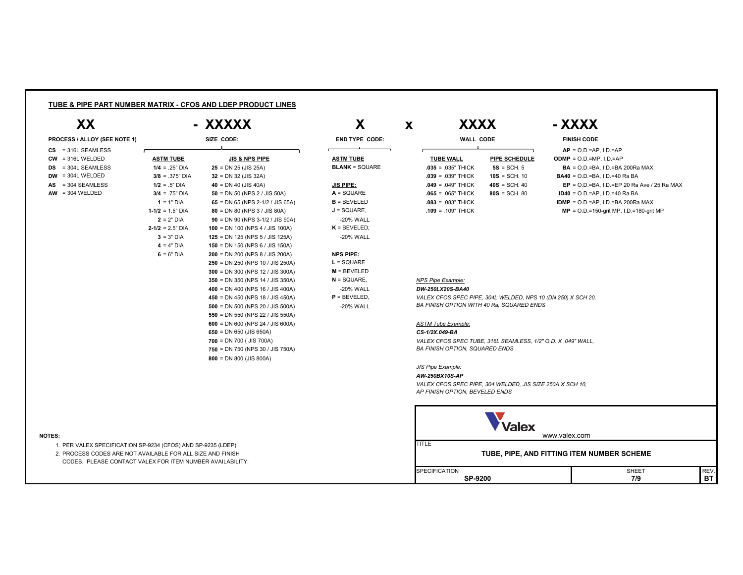## TUBE & PIPE PART NUMBER MATRIX - CFOS AND LDEP PRODUCT LINES

**XX - XXXXX X x XXXX - XXXX**

### PROCESS / ALLOY (SEE NOTE 1)

- **CS** = 316L SEAMLESS
- **CW** = 316L WELDED
- **DS** = 304L SEAMLESS
- **DW** = 304L WELDED
- **AS** = 304 SEAMLESS
- **AW** = 304 WELDED

### SIZE CODE:

| ASTM TUBE | JIS & NPS PIPE |
|---|---|
| **1/4** = .25" DIA | **25** = DN 25 (JIS 25A) |
| **3/8** = .375" DIA | **32** = DN 32 (JIS 32A) |
| **1/2** = .5" DIA | **40** = DN 40 (JIS 40A) |
| **3/4** = .75" DIA | **50** = DN 50 (NPS 2 / JIS 50A) |
| **1** = 1" DIA | **65** = DN 65 (NPS 2-1/2 / JIS 65A) |
| **1-1/2** = 1.5" DIA | **80** = DN 80 (NPS 3 / JIS 80A) |
| **2** = 2" DIA | **90** = DN 90 (NPS 3-1/2 / JIS 90A) |
| **2-1/2** = 2.5" DIA | **100** = DN 100 (NPS 4 / JIS 100A) |
| **3** = 3" DIA | **125** = DN 125 (NPS 5 / JIS 125A) |
| **4** = 4" DIA | **150** = DN 150 (NPS 6 / JIS 150A) |
| **6** = 6" DIA | **200** = DN 200 (NPS 8 / JIS 200A) |
| | **250** = DN 250 (NPS 10 / JIS 250A) |
| | **300** = DN 300 (NPS 12 / JIS 300A) |
| | **350** = DN 350 (NPS 14 / JIS 350A) |
| | **400** = DN 400 (NPS 16 / JIS 400A) |
| | **450** = DN 450 (NPS 18 / JIS 450A) |
| | **500** = DN 500 (NPS 20 / JIS 500A) |
| | **550** = DN 550 (NPS 22 / JIS 550A) |
| | **600** = DN 600 (NPS 24 / JIS 600A) |
| | **650** = DN 650 (JIS 650A) |
| | **700** = DN 700 ( JIS 700A) |
| | **750** = DN 750 (NPS 30 / JIS 750A) |
| | **800** = DN 800 (JIS 800A) |

### END TYPE CODE:

**ASTM TUBE**
- **BLANK** = SQUARE

**JIS PIPE:**
- **A** = SQUARE
- **B** = BEVELED
- **J** = SQUARE, -20% WALL
- **K** = BEVELED, -20% WALL

**NPS PIPE:**
- **L** = SQUARE
- **M** = BEVELED
- **N** = SQUARE, -20% WALL
- **P** = BEVELED, -20% WALL

### WALL CODE

| TUBE WALL | PIPE SCHEDULE |
|---|---|
| **.035** = .035" THICK | **5S** = SCH. 5 |
| **.039** = .039" THICK | **10S** = SCH. 10 |
| **.049** = .049" THICK | **40S** = SCH. 40 |
| **.065** = .065" THICK | **80S** = SCH. 80 |
| **.083** = .083" THICK | |
| **.109** = .109" THICK | |

### FINISH CODE

- **AP** = O.D.=AP, I.D.=AP
- **ODMP** = O.D.=MP, I.D.=AP
- **BA** = O.D.=BA, I.D.=BA 200Ra MAX
- **BA40** = O.D.=BA, I.D.=40 Ra BA
- **EP** = O.D.=BA, I.D.=EP 20 Ra Ave / 25 Ra MAX
- **ID40** = O.D.=AP, I.D.=40 Ra BA
- **IDMP** = O.D.=AP, I.D.=BA 200Ra MAX
- **MP** = O.D.=150-grit MP, I.D.=180-grit MP

*NPS Pipe Example:*
***DW-250LX20S-BA40***
*VALEX CFOS SPEC PIPE, 304L WELDED, NPS 10 (DN 250) X SCH 20, BA FINISH OPTION WITH 40 Ra, SQUARED ENDS*

*ASTM Tube Example:*
***CS-1/2X.049-BA***
*VALEX CFOS SPEC TUBE, 316L SEAMLESS, 1/2" O.D. X .049" WALL, BA FINISH OPTION, SQUARED ENDS*

*JIS Pipe Example:*
***AW-250BX10S-AP***
*VALEX CFOS SPEC PIPE, 304 WELDED, JIS SIZE 250A X SCH 10, AP FINISH OPTION, BEVELED ENDS*

**NOTES:**
1. PER VALEX SPECIFICATION SP-9234 (CFOS) AND SP-9235 (LDEP).
2. PROCESS CODES ARE NOT AVAILABLE FOR ALL SIZE AND FINISH CODES. PLEASE CONTACT VALEX FOR ITEM NUMBER AVAILABILITY.

Valex
www.valex.com

| TITLE | | |
|---|---|---|
| **TUBE, PIPE, AND FITTING ITEM NUMBER SCHEME** | | |
| SPECIFICATION | SHEET | REV. |
| **SP-9200** | **7/9** | **BT** |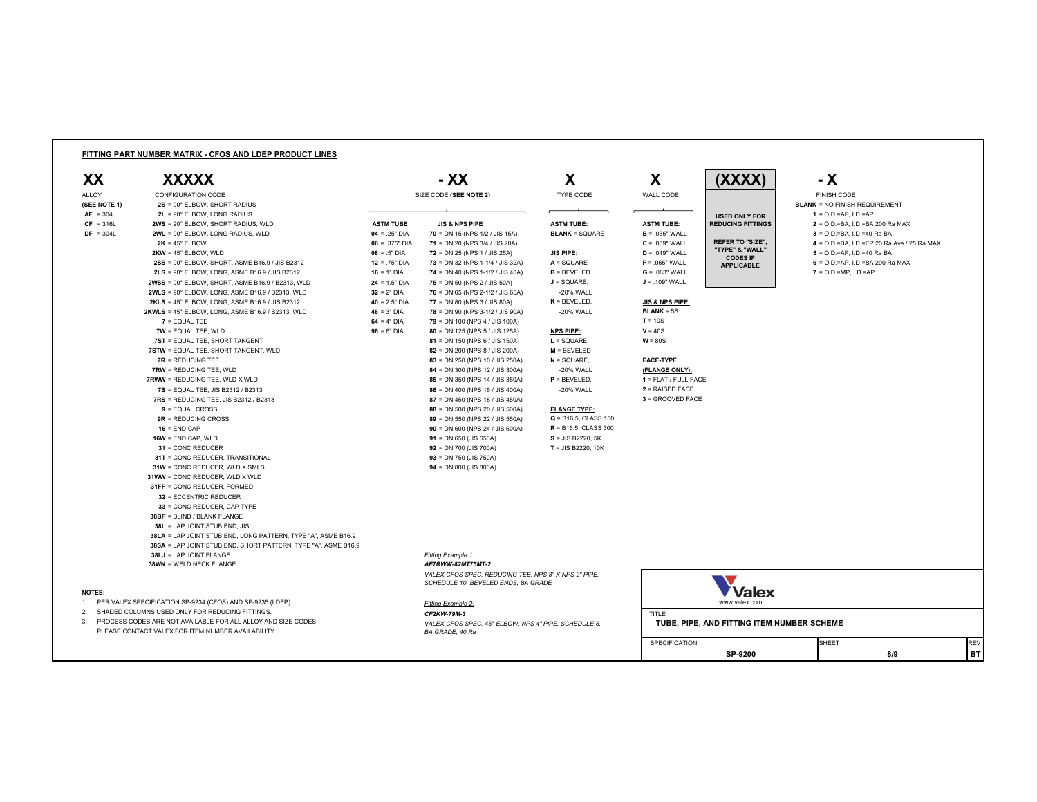## FITTING PART NUMBER MATRIX - CFOS AND LDEP PRODUCT LINES

**XX XXXXX - XX X X (XXXX) - X**

### ALLOY (SEE NOTE 1)

- **AF** = 304
- **CF** = 316L
- **DF** = 304L

### CONFIGURATION CODE

- **2S** = 90° ELBOW, SHORT RADIUS
- **2L** = 90° ELBOW, LONG RADIUS
- **2WS** = 90° ELBOW, SHORT RADIUS, WLD
- **2WL** = 90° ELBOW, LONG RADIUS, WLD
- **2K** = 45° ELBOW
- **2KW** = 45° ELBOW, WLD
- **2SS** = 90° ELBOW, SHORT, ASME B16.9 / JIS B2312
- **2LS** = 90° ELBOW, LONG, ASME B16.9 / JIS B2312
- **2WSS** = 90° ELBOW, SHORT, ASME B16.9 / B2313, WLD
- **2WLS** = 90° ELBOW, LONG, ASME B16.9 / B2313, WLD
- **2KLS** = 45° ELBOW, LONG, ASME B16.9 / JIS B2312
- **2KWLS** = 45° ELBOW, LONG, ASME B16.9 / B2313, WLD
- **7** = EQUAL TEE
- **7W** = EQUAL TEE, WLD
- **7ST** = EQUAL TEE, SHORT TANGENT
- **7STW** = EQUAL TEE, SHORT TANGENT, WLD
- **7R** = REDUCING TEE
- **7RW** = REDUCING TEE, WLD
- **7RWW** = REDUCING TEE, WLD X WLD
- **7S** = EQUAL TEE, JIS B2312 / B2313
- **7RS** = REDUCING TEE, JIS B2312 / B2313
- **9** = EQUAL CROSS
- **9R** = REDUCING CROSS
- **16** = END CAP
- **16W** = END CAP, WLD
- **31** = CONC REDUCER
- **31T** = CONC REDUCER, TRANSITIONAL
- **31W** = CONC REDUCER, WLD X SMLS
- **31WW** = CONC REDUCER, WLD X WLD
- **31FF** = CONC REDUCER, FORMED
- **32** = ECCENTRIC REDUCER
- **33** = CONC REDUCER, CAP TYPE
- **38BF** = BLIND / BLANK FLANGE
- **38L** = LAP JOINT STUB END, JIS
- **38LA** = LAP JOINT STUB END, LONG PATTERN, TYPE "A", ASME B16.9
- **38SA** = LAP JOINT STUB END, SHORT PATTERN, TYPE "A", ASME B16.9
- **38LJ** = LAP JOINT FLANGE
- **38WN** = WELD NECK FLANGE

### SIZE CODE (SEE NOTE 2)

| ASTM TUBE | JIS & NPS PIPE |
|---|---|
| **04** = .25" DIA | **70** = DN 15 (NPS 1/2 / JIS 15A) |
| **06** = .375" DIA | **71** = DN 20 (NPS 3/4 / JIS 20A) |
| **08** = .5" DIA | **72** = DN 25 (NPS 1 / JIS 25A) |
| **12** = .75" DIA | **73** = DN 32 (NPS 1-1/4 / JIS 32A) |
| **16** = 1" DIA | **74** = DN 40 (NPS 1-1/2 / JIS 40A) |
| **24** = 1.5" DIA | **75** = DN 50 (NPS 2 / JIS 50A) |
| **32** = 2" DIA | **76** = DN 65 (NPS 2-1/2 / JIS 65A) |
| **40** = 2.5" DIA | **77** = DN 80 (NPS 3 / JIS 80A) |
| **48** = 3" DIA | **78** = DN 90 (NPS 3-1/2 / JIS 90A) |
| **64** = 4" DIA | **79** = DN 100 (NPS 4 / JIS 100A) |
| **96** = 6" DIA | **80** = DN 125 (NPS 5 / JIS 125A) |
| | **81** = DN 150 (NPS 6 / JIS 150A) |
| | **82** = DN 200 (NPS 8 / JIS 200A) |
| | **83** = DN 250 (NPS 10 / JIS 250A) |
| | **84** = DN 300 (NPS 12 / JIS 300A) |
| | **85** = DN 350 (NPS 14 / JIS 350A) |
| | **86** = DN 400 (NPS 16 / JIS 400A) |
| | **87** = DN 450 (NPS 18 / JIS 450A) |
| | **88** = DN 500 (NPS 20 / JIS 500A) |
| | **89** = DN 550 (NPS 22 / JIS 550A) |
| | **90** = DN 600 (NPS 24 / JIS 600A) |
| | **91** = DN 650 (JIS 650A) |
| | **92** = DN 700 (JIS 700A) |
| | **93** = DN 750 (JIS 750A) |
| | **94** = DN 800 (JIS 800A) |

### TYPE CODE

**ASTM TUBE:**
- **BLANK** = SQUARE

**JIS PIPE:**
- **A** = SQUARE
- **B** = BEVELED
- **J** = SQUARE, -20% WALL
- **K** = BEVELED, -20% WALL

**NPS PIPE:**
- **L** = SQUARE
- **M** = BEVELED
- **N** = SQUARE, -20% WALL
- **P** = BEVELED, -20% WALL

**FLANGE TYPE:**
- **Q** = B16.5, CLASS 150
- **R** = B16.5, CLASS 300
- **S** = JIS B2220, 5K
- **T** = JIS B2220, 10K

### WALL CODE

**ASTM TUBE:**
- **B** = .035" WALL
- **C** = .039" WALL
- **D** = .049" WALL
- **F** = .065" WALL
- **G** = .083" WALL
- **J** = .109" WALL

**JIS & NPS PIPE:**
- **BLANK** = 5S
- **T** = 10S
- **V** = 40S
- **W** = 80S

**FACE-TYPE (FLANGE ONLY):**
- **1** = FLAT / FULL FACE
- **2** = RAISED FACE
- **3** = GROOVED FACE

### (XXXX)

USED ONLY FOR REDUCING FITTINGS

REFER TO "SIZE", "TYPE" & "WALL" CODES IF APPLICABLE

### FINISH CODE

- **BLANK** = NO FINISH REQUIREMENT
- **1** = O.D.=AP, I.D.=AP
- **2** = O.D.=BA, I.D.=BA 200 Ra MAX
- **3** = O.D.=BA, I.D.=40 Ra BA
- **4** = O.D.=BA, I.D.=EP 20 Ra Ave / 25 Ra MAX
- **5** = O.D.=AP, I.D.=40 Ra BA
- **6** = O.D.=AP, I.D.=BA 200 Ra MAX
- **7** = O.D.=MP, I.D.=AP

### Examples

*Fitting Example 1:*

***AF7RWW-82MT75MT-2***

*VALEX CFOS SPEC, REDUCING TEE, NPS 8" X NPS 2" PIPE, SCHEDULE 10, BEVELED ENDS, BA GRADE*

*Fitting Example 2:*

***CF2KW-79M-3***

*VALEX CFOS SPEC, 45° ELBOW, NPS 4" PIPE, SCHEDULE 5, BA GRADE, 40 Ra*

### NOTES:

1. PER VALEX SPECIFICATION SP-9234 (CFOS) AND SP-9235 (LDEP).
2. SHADED COLUMNS USED ONLY FOR REDUCING FITTINGS.
3. PROCESS CODES ARE NOT AVAILABLE FOR ALL ALLOY AND SIZE CODES. PLEASE CONTACT VALEX FOR ITEM NUMBER AVAILABILITY.

Valex
www.valex.com

| TITLE | | |
|---|---|---|
| TUBE, PIPE, AND FITTING ITEM NUMBER SCHEME | | |
| SPECIFICATION | SHEET | REV |
| SP-9200 | 8/9 | BT |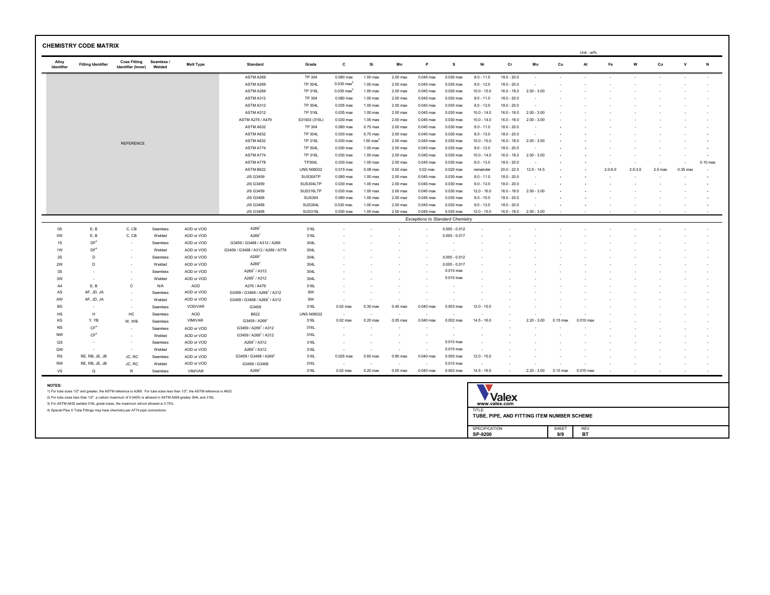## CHEMISTRY CODE MATRIX

Unit : wt%

| Alloy Identifier | Fitting Identifier | Coax Fitting Identifier (Inner) | Seamless / Welded | Melt Type | Standard | Grade | C | Si | Mn | P | S | Ni | Cr | Mo | Cu | Al | Fe | W | Co | V | N |
|---|---|---|---|---|---|---|---|---|---|---|---|---|---|---|---|---|---|---|---|---|---|
| REFERENCE | | | | | ASTM A269 | TP 304 | 0.080 max | 1.00 max | 2.00 max | 0.045 max | 0.030 max | 8.0 - 11.0 | 18.0 - 20.0 | - | - | - | - | - | - | - | - |
| | | | | | ASTM A269 | TP 304L | 0.035 max[2] | 1.00 max | 2.00 max | 0.045 max | 0.030 max | 8.0 - 12.0 | 18.0 - 20.0 | - | - | - | - | - | - | - | - |
| | | | | | ASTM A269 | TP 316L | 0.035 max[2] | 1.00 max | 2.00 max | 0.045 max | 0.030 max | 10.0 - 15.0 | 16.0 - 18.0 | 2.00 - 3.00 | - | - | - | - | - | - | - |
| | | | | | ASTM A312 | TP 304 | 0.080 max | 1.00 max | 2.00 max | 0.045 max | 0.030 max | 8.0 - 11.0 | 18.0 - 20.0 | - | - | - | - | - | - | - | - |
| | | | | | ASTM A312 | TP 304L | 0.035 max | 1.00 max | 2.00 max | 0.045 max | 0.030 max | 8.0 - 13.0 | 18.0 - 20.0 | - | - | - | - | - | - | - | - |
| | | | | | ASTM A312 | TP 316L | 0.035 max | 1.00 max | 2.00 max | 0.045 max | 0.030 max | 10.0 - 14.0 | 16.0 - 18.0 | 2.00 - 3.00 | - | - | - | - | - | - | - |
| | | | | | ASTM A276 / A479 | S31603 (316L) | 0.030 max | 1.00 max | 2.00 max | 0.045 max | 0.030 max | 10.0 - 14.0 | 16.0 - 18.0 | 2.00 - 3.00 | - | - | - | - | - | - | - |
| | | | | | ASTM A632 | TP 304 | 0.080 max | 0.75 max | 2.00 max | 0.045 max | 0.030 max | 8.0 - 11.0 | 18.0 - 20.0 | - | - | - | - | - | - | - | - |
| | | | | | ASTM A632 | TP 304L | 0.030 max | 0.75 max | 2.00 max | 0.045 max | 0.030 max | 8.0 - 13.0 | 18.0 - 20.0 | - | - | - | - | - | - | - | - |
| | | | | | ASTM A632 | TP 316L | 0.030 max | 1.00 max[3] | 2.00 max | 0.045 max | 0.030 max | 10.0 - 15.0 | 16.0 - 18.0 | 2.00 - 3.00 | - | - | - | - | - | - | - |
| | | | | | ASTM A774 | TP 304L | 0.030 max | 1.00 max | 2.00 max | 0.045 max | 0.030 max | 8.0 - 12.0 | 18.0 - 20.0 | - | - | - | - | - | - | - | - |
| | | | | | ASTM A774 | TP 316L | 0.030 max | 1.00 max | 2.00 max | 0.045 max | 0.030 max | 10.0 - 14.0 | 16.0 - 18.0 | 2.00 - 3.00 | - | - | - | - | - | - | - |
| | | | | | ASTM A778 | TP304L | 0.030 max | 1.00 max | 2.00 max | 0.045 max | 0.030 max | 8.0 - 13.0 | 18.0 - 20.0 | - | - | - | - | - | - | - | 0.10 max |
| | | | | | ASTM B622 | UNS N06022 | 0.015 max | 0.08 max | 0.50 max | 0.02 max | 0.020 max | remainder | 20.0 - 22.5 | 12.5 - 14.5 | - | - | 2.0-6.0 | 2.5-3.5 | 2.5 max | 0.35 max | - |
| | | | | | JIS G3459 | SUS304TP | 0.080 max | 1.00 max | 2.00 max | 0.045 max | 0.030 max | 8.0 - 11.0 | 18.0 - 20.0 | - | - | - | - | - | - | - | - |
| | | | | | JIS G3459 | SUS304LTP | 0.030 max | 1.00 max | 2.00 max | 0.045 max | 0.030 max | 9.0 - 13.0 | 18.0 - 20.0 | - | - | - | - | - | - | - | - |
| | | | | | JIS G3459 | SUS316LTP | 0.030 max | 1.00 max | 2.00 max | 0.045 max | 0.030 max | 12.0 - 16.0 | 16.0 - 18.0 | 2.00 - 3.00 | - | - | - | - | - | - | - |
| | | | | | JIS G3468 | SUS304 | 0.080 max | 1.00 max | 2.00 max | 0.045 max | 0.030 max | 8.0 - 10.5 | 18.0 - 20.0 | - | - | - | - | - | - | - | - |
| | | | | | JIS G3468 | SUS304L | 0.030 max. | 1.00 max | 2.00 max | 0.045 max | 0.030 max | 9.0 - 13.0 | 18.0 - 20.0 | - | - | - | - | - | - | - | - |
| | | | | | JIS G3468 | SUS316L | 0.030 max | 1.00 max | 2.00 max | 0.045 max | 0.030 max | 12.0 - 15.0 | 16.0 - 18.0 | 2.00 - 3.00 | - | - | - | - | - | - | - |
| | | | | | | | | | | | *Exceptions to Standard Chemistry* | | | | | | | | | | |
| 0S | E, B | C, CB | Seamless | AOD or VOD | A269[1] | 316L | - | - | - | - | 0.005 - 0.012 | - | - | - | - | - | - | - | - | - | - |
| 0W | E, B | C, CB | Welded | AOD or VOD | A269[1] | 316L | - | - | - | - | 0.005 - 0.017 | - | - | - | - | - | - | - | - | - | - |
| 1S | DF[4] | - | Seamless | AOD or VOD | G3459 / G3468 / A312 / A269 | 304L | - | - | - | - | - | - | - | - | - | - | - | - | - | - | - |
| 1W | DF[4] | - | Welded | AOD or VOD | G3459 / G3468 / A312 / A269 / A778 | 304L | - | - | - | - | - | - | - | - | - | - | - | - | - | - | - |
| 2S | D | - | Seamless | AOD or VOD | A269[1] | 304L | - | - | - | - | 0.005 - 0.012 | - | - | - | - | - | - | - | - | - | - |
| 2W | D | - | Welded | AOD or VOD | A269[1] | 304L | - | - | - | - | 0.005 - 0.017 | - | - | - | - | - | - | - | - | - | - |
| 3S | - | - | Seamless | AOD or VOD | A269[1] / A312 | 304L | - | - | - | - | 0.010 max | - | - | - | - | - | - | - | - | - | - |
| 3W | - | - | Welded | AOD or VOD | A269[1] / A312 | 304L | - | - | - | - | 0.010 max | - | - | - | - | - | - | - | - | - | - |
| A4 | E, B | C | N/A | AOD | A276 / A479 | 316L | - | - | - | - | - | - | - | - | - | - | - | - | - | - | - |
| AS | AF, JD, JA | - | Seamless | AOD or VOD | G3459 / G3468 / A269[1] / A312 | 304 | - | - | - | - | - | - | - | - | - | - | - | - | - | - | - |
| AW | AF, JD, JA | - | Welded | AOD or VOD | G3459 / G3468 / A269[1] / A312 | 304 | - | - | - | - | - | - | - | - | - | - | - | - | - | - | - |
| BS | - | - | Seamless | VOD/VAR | G3459 | 316L | 0.02 max | 0.30 max | 0.40 max | 0.040 max | 0.003 max | 12.0 - 15.0 | - | - | - | - | - | - | - | - | - |
| HS | H | HC | Seamless | AOD | B622 | UNS N06022 | - | - | - | - | - | - | - | - | - | - | - | - | - | - | - |
| KS | Y, YB | W, WB | Seamless | VIM/VAR | G3459 / A269[1] | 316L | 0.02 max | 0.20 max | 0.05 max | 0.040 max | 0.002 max | 14.5 - 16.0 | - | 2.20 - 3.00 | 0.15 max | 0.010 max | - | - | - | - | - |
| NS | CF[4] | - | Seamless | AOD or VOD | G3459 / A269[1] / A312 | 316L | - | - | - | - | - | - | - | - | - | - | - | - | - | - | - |
| NW | CF[4] | - | Welded | AOD or VOD | G3459 / A269[1] / A312 | 316L | - | - | - | - | - | - | - | - | - | - | - | - | - | - | - |
| QS | - | - | Seamless | AOD or VOD | A269[1] / A312 | 316L | - | - | - | - | 0.010 max | - | - | - | - | - | - | - | - | - | - |
| QW | - | - | Welded | AOD or VOD | A269[1] / A312 | 316L | - | - | - | - | 0.010 max | - | - | - | - | - | - | - | - | - | - |
| RS | RE, RB, JE, JB | JC, RC | Seamless | AOD or VOD | G3459 / G3468 / A269[1] | 316L | 0.025 max | 0.60 max | 0.80 max | 0.040 max | 0.005 max | 12.0 - 15.0 | - | - | - | - | - | - | - | - | - |
| RW | RE, RB, JE, JB | JC, RC | Welded | AOD or VOD | G3459 / G3468 | 316L | - | - | - | - | 0.010 max | - | - | - | - | - | - | - | - | - | - |
| VS | Q | R | Seamless | VIM/VAR | A269[1] | 316L | 0.02 max | 0.20 max | 0.05 max | 0.040 max | 0.002 max | 14.5 - 16.0 | - | 2.20 - 3.00 | 0.15 max | 0.010 max | - | - | - | - | - |

**NOTES:**

1) For tube sizes 1/2" and greater, the ASTM reference is A269. For tube sizes less than 1/2", the ASTM reference is A632.
2) For tube sizes less than 1/2", a carbon maximum of 0.040% is allowed in ASTM A269 grades 304L and 316L.
3) For ASTM A632 welded 316L grade tubes, the maximum silicon allowed is 0.75%.
4) Special Pipe X Tube Fittings may have chemistry per A774 pipe connections.

Valex
www.valex.com

TITLE: TUBE, PIPE, AND FITTING ITEM NUMBER SCHEME

| SPECIFICATION | SHEET | REV |
|---|---|---|
| SP-9200 | 9/9 | BT |